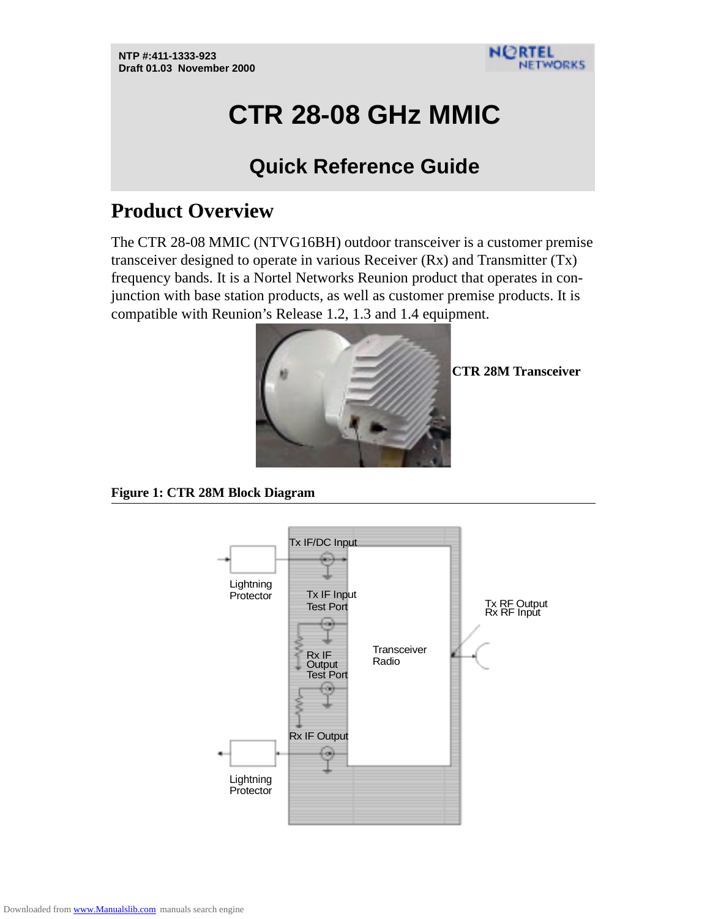NTP #:411-1333-923
Draft 01.03 November 2000

# CTR 28-08 GHz MMIC

## Quick Reference Guide

## Product Overview

The CTR 28-08 MMIC (NTVG16BH) outdoor transceiver is a customer premise transceiver designed to operate in various Receiver (Rx) and Transmitter (Tx) frequency bands. It is a Nortel Networks Reunion product that operates in conjunction with base station products, as well as customer premise products. It is compatible with Reunion's Release 1.2, 1.3 and 1.4 equipment.

**CTR 28M Transceiver**

**Figure 1: CTR 28M Block Diagram**

Tx IF/DC Input

Lightning Protector

Tx IF Input Test Port

Tx RF Output
Rx RF Input

Rx IF Output Test Port

Transceiver Radio

Rx IF Output

Lightning Protector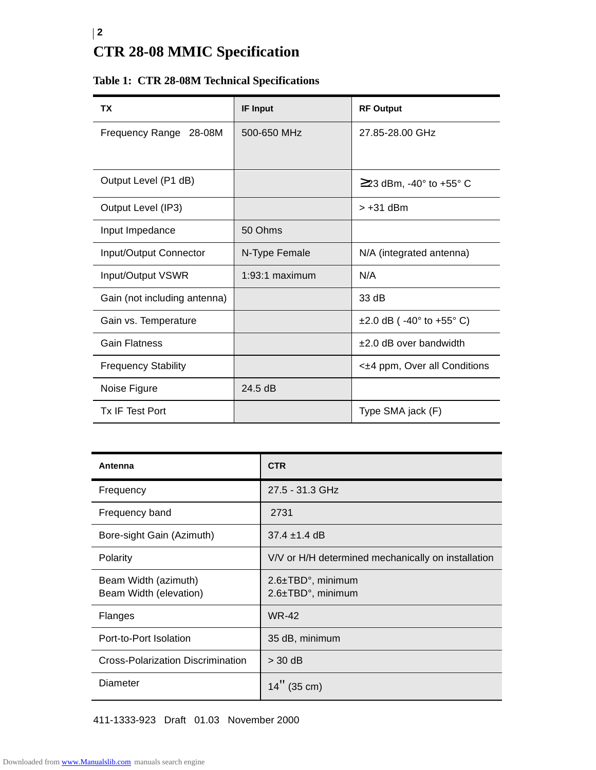# CTR 28-08 MMIC Specification

**Table 1: CTR 28-08M Technical Specifications**

| TX | IF Input | RF Output |
|---|---|---|
| Frequency Range 28-08M | 500-650 MHz | 27.85-28.00 GHz |
| Output Level (P1 dB) | | ≥23 dBm, -40° to +55° C |
| Output Level (IP3) | | > +31 dBm |
| Input Impedance | 50 Ohms | |
| Input/Output Connector | N-Type Female | N/A (integrated antenna) |
| Input/Output VSWR | 1:93:1 maximum | N/A |
| Gain (not including antenna) | | 33 dB |
| Gain vs. Temperature | | ±2.0 dB ( -40° to +55° C) |
| Gain Flatness | | ±2.0 dB over bandwidth |
| Frequency Stability | | <±4 ppm, Over all Conditions |
| Noise Figure | 24.5 dB | |
| Tx IF Test Port | | Type SMA jack (F) |

| Antenna | CTR |
|---|---|
| Frequency | 27.5 - 31.3 GHz |
| Frequency band | 2731 |
| Bore-sight Gain (Azimuth) | 37.4 ±1.4 dB |
| Polarity | V/V or H/H determined mechanically on installation |
| Beam Width (azimuth)<br>Beam Width (elevation) | 2.6±TBD°, minimum<br>2.6±TBD°, minimum |
| Flanges | WR-42 |
| Port-to-Port Isolation | 35 dB, minimum |
| Cross-Polarization Discrimination | > 30 dB |
| Diameter | 14" (35 cm) |

411-1333-923 Draft 01.03 November 2000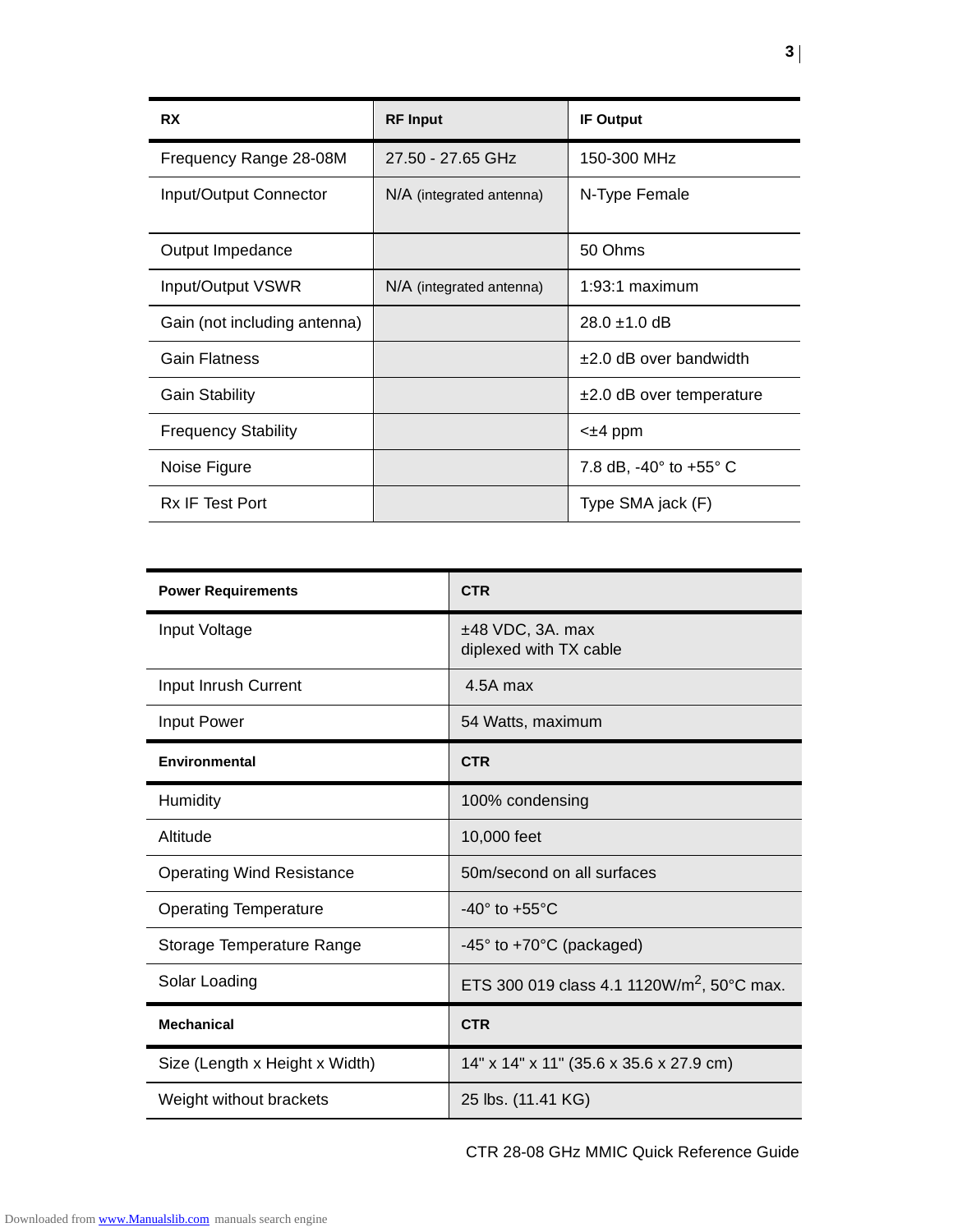| RX | RF Input | IF Output |
| --- | --- | --- |
| Frequency Range 28-08M | 27.50 - 27.65 GHz | 150-300 MHz |
| Input/Output Connector | N/A (integrated antenna) | N-Type Female |
| Output Impedance | | 50 Ohms |
| Input/Output VSWR | N/A (integrated antenna) | 1:93:1 maximum |
| Gain (not including antenna) | | 28.0 ±1.0 dB |
| Gain Flatness | | ±2.0 dB over bandwidth |
| Gain Stability | | ±2.0 dB over temperature |
| Frequency Stability | | <±4 ppm |
| Noise Figure | | 7.8 dB, -40° to +55° C |
| Rx IF Test Port | | Type SMA jack (F) |

| Power Requirements | CTR |
| --- | --- |
| Input Voltage | ±48 VDC, 3A. max<br>diplexed with TX cable |
| Input Inrush Current | 4.5A max |
| Input Power | 54 Watts, maximum |
| **Environmental** | **CTR** |
| Humidity | 100% condensing |
| Altitude | 10,000 feet |
| Operating Wind Resistance | 50m/second on all surfaces |
| Operating Temperature | -40° to +55°C |
| Storage Temperature Range | -45° to +70°C (packaged) |
| Solar Loading | ETS 300 019 class 4.1 1120W/m$^2$, 50°C max. |
| **Mechanical** | **CTR** |
| Size (Length x Height x Width) | 14" x 14" x 11" (35.6 x 35.6 x 27.9 cm) |
| Weight without brackets | 25 lbs. (11.41 KG) |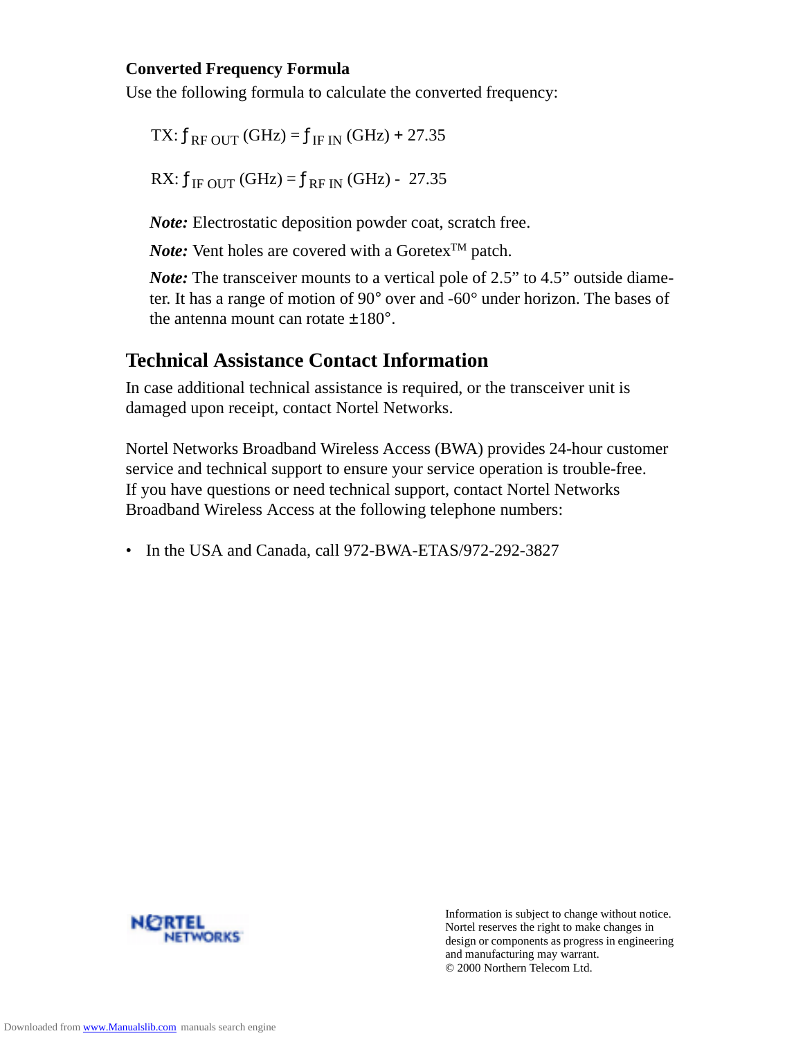### Converted Frequency Formula

Use the following formula to calculate the converted frequency:

TX: $f_{RF\ OUT}$ (GHz) = $f_{IF\ IN}$ (GHz) + 27.35

RX: $f_{IF\ OUT}$ (GHz) = $f_{RF\ IN}$ (GHz) - 27.35

***Note:*** Electrostatic deposition powder coat, scratch free.

***Note:*** Vent holes are covered with a Goretex™ patch.

***Note:*** The transceiver mounts to a vertical pole of 2.5” to 4.5” outside diameter. It has a range of motion of 90° over and -60° under horizon. The bases of the antenna mount can rotate ±180°.

## Technical Assistance Contact Information

In case additional technical assistance is required, or the transceiver unit is damaged upon receipt, contact Nortel Networks.

Nortel Networks Broadband Wireless Access (BWA) provides 24-hour customer service and technical support to ensure your service operation is trouble-free. If you have questions or need technical support, contact Nortel Networks Broadband Wireless Access at the following telephone numbers:

- In the USA and Canada, call 972-BWA-ETAS/972-292-3827

NORTEL NETWORKS

Information is subject to change without notice. Nortel reserves the right to make changes in design or components as progress in engineering and manufacturing may warrant.
© 2000 Northern Telecom Ltd.